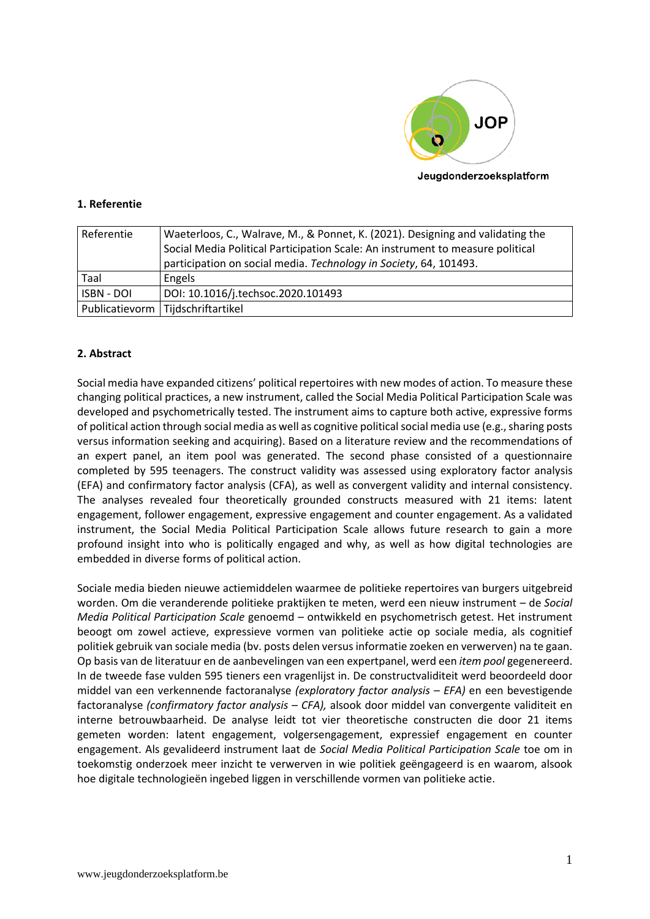Jeugdonderzoeksplatform

### 1. Referentie

| Referentie | Waeterloos, C., Walrave, M., & Ponnet, K. (2021). Designing and validating the Social Media Political Participation Scale: An instrument to measure political participation on social media. *Technology in Society*, 64, 101493. |
|---|---|
| Taal | Engels |
| ISBN - DOI | DOI: 10.1016/j.techsoc.2020.101493 |
| Publicatievorm | Tijdschriftartikel |

### 2. Abstract

Social media have expanded citizens' political repertoires with new modes of action. To measure these changing political practices, a new instrument, called the Social Media Political Participation Scale was developed and psychometrically tested. The instrument aims to capture both active, expressive forms of political action through social media as well as cognitive political social media use (e.g., sharing posts versus information seeking and acquiring). Based on a literature review and the recommendations of an expert panel, an item pool was generated. The second phase consisted of a questionnaire completed by 595 teenagers. The construct validity was assessed using exploratory factor analysis (EFA) and confirmatory factor analysis (CFA), as well as convergent validity and internal consistency. The analyses revealed four theoretically grounded constructs measured with 21 items: latent engagement, follower engagement, expressive engagement and counter engagement. As a validated instrument, the Social Media Political Participation Scale allows future research to gain a more profound insight into who is politically engaged and why, as well as how digital technologies are embedded in diverse forms of political action.

Sociale media bieden nieuwe actiemiddelen waarmee de politieke repertoires van burgers uitgebreid worden. Om die veranderende politieke praktijken te meten, werd een nieuw instrument – de *Social Media Political Participation Scale* genoemd – ontwikkeld en psychometrisch getest. Het instrument beoogt om zowel actieve, expressieve vormen van politieke actie op sociale media, als cognitief politiek gebruik van sociale media (bv. posts delen versus informatie zoeken en verwerven) na te gaan. Op basis van de literatuur en de aanbevelingen van een expertpanel, werd een *item pool* gegenereerd. In de tweede fase vulden 595 tieners een vragenlijst in. De constructvaliditeit werd beoordeeld door middel van een verkennende factoranalyse *(exploratory factor analysis – EFA)* en een bevestigende factoranalyse *(confirmatory factor analysis – CFA),* alsook door middel van convergente validiteit en interne betrouwbaarheid. De analyse leidt tot vier theoretische constructen die door 21 items gemeten worden: latent engagement, volgersengagement, expressief engagement en counter engagement. Als gevalideerd instrument laat de *Social Media Political Participation Scale* toe om in toekomstig onderzoek meer inzicht te verwerven in wie politiek geëngageerd is en waarom, alsook hoe digitale technologieën ingebed liggen in verschillende vormen van politieke actie.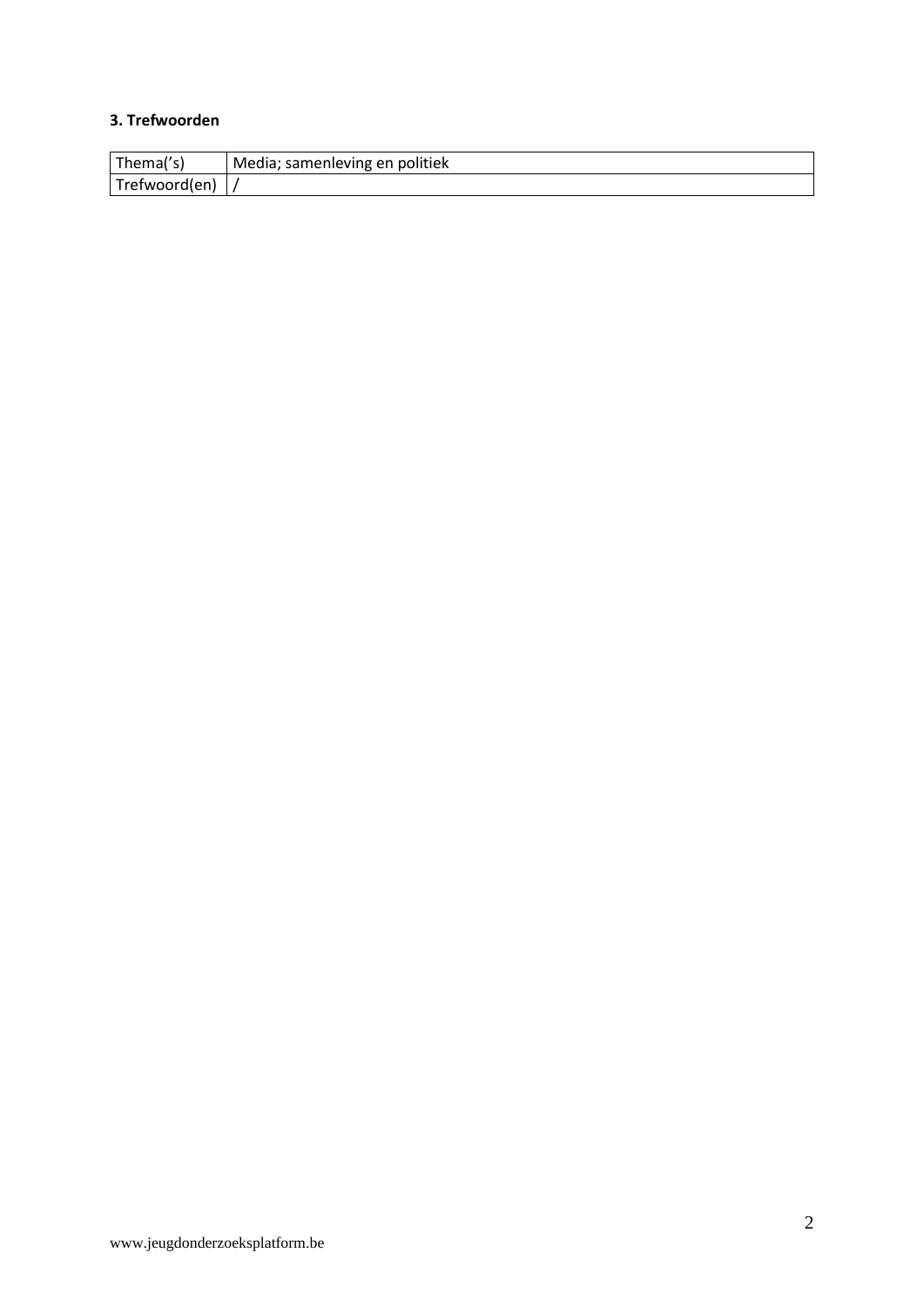### 3. Trefwoorden

| | |
|---|---|
| Thema('s) | Media; samenleving en politiek |
| Trefwoord(en) | / |